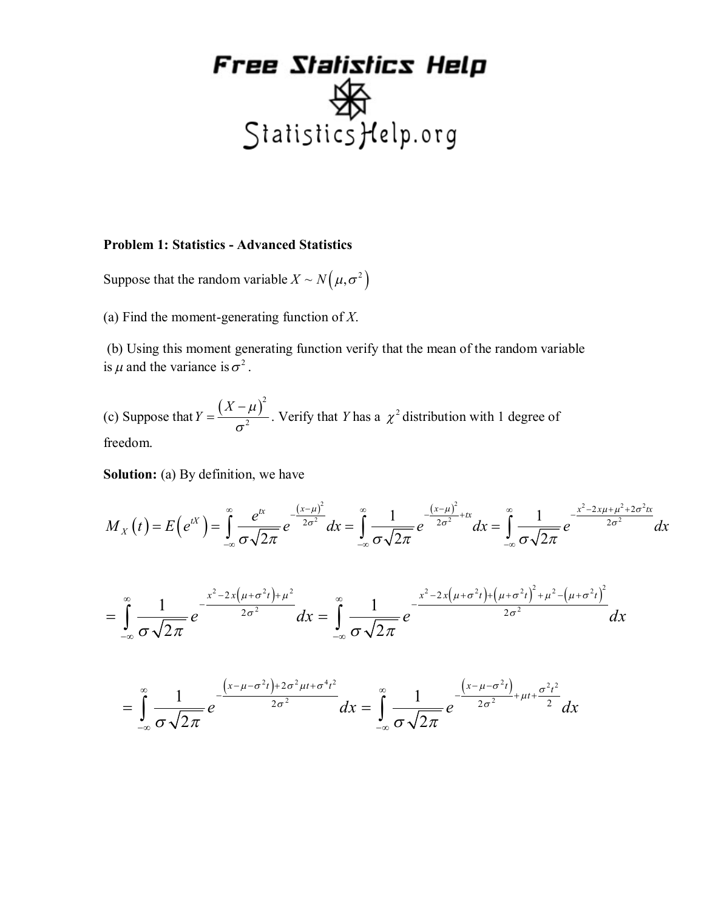# Free Statistics Help

StatisticsHelp.org

**Problem 1: Statistics - Advanced Statistics**

Suppose that the random variable $X \sim N\left(\mu, \sigma^2\right)$

(a) Find the moment-generating function of *X*.

(b) Using this moment generating function verify that the mean of the random variable is $\mu$ and the variance is $\sigma^2$.

(c) Suppose that $Y = \dfrac{\left(X-\mu\right)^2}{\sigma^2}$. Verify that *Y* has a $\chi^2$ distribution with 1 degree of freedom.

**Solution:** (a) By definition, we have

$$M_X\left(t\right) = E\left(e^{tX}\right) = \int_{-\infty}^{\infty} \frac{e^{tx}}{\sigma\sqrt{2\pi}} e^{-\frac{\left(x-\mu\right)^2}{2\sigma^2}} dx = \int_{-\infty}^{\infty} \frac{1}{\sigma\sqrt{2\pi}} e^{-\frac{\left(x-\mu\right)^2}{2\sigma^2}+tx} dx = \int_{-\infty}^{\infty} \frac{1}{\sigma\sqrt{2\pi}} e^{-\frac{x^2-2x\mu+\mu^2+2\sigma^2 tx}{2\sigma^2}} dx$$

$$= \int_{-\infty}^{\infty} \frac{1}{\sigma\sqrt{2\pi}} e^{-\frac{x^2-2x\left(\mu+\sigma^2 t\right)+\mu^2}{2\sigma^2}} dx = \int_{-\infty}^{\infty} \frac{1}{\sigma\sqrt{2\pi}} e^{-\frac{x^2-2x\left(\mu+\sigma^2 t\right)+\left(\mu+\sigma^2 t\right)^2+\mu^2-\left(\mu+\sigma^2 t\right)^2}{2\sigma^2}} dx$$

$$= \int_{-\infty}^{\infty} \frac{1}{\sigma\sqrt{2\pi}} e^{-\frac{\left(x-\mu-\sigma^2 t\right)+2\sigma^2\mu t+\sigma^4 t^2}{2\sigma^2}} dx = \int_{-\infty}^{\infty} \frac{1}{\sigma\sqrt{2\pi}} e^{-\frac{\left(x-\mu-\sigma^2 t\right)}{2\sigma^2}+\mu t+\frac{\sigma^2 t^2}{2}} dx$$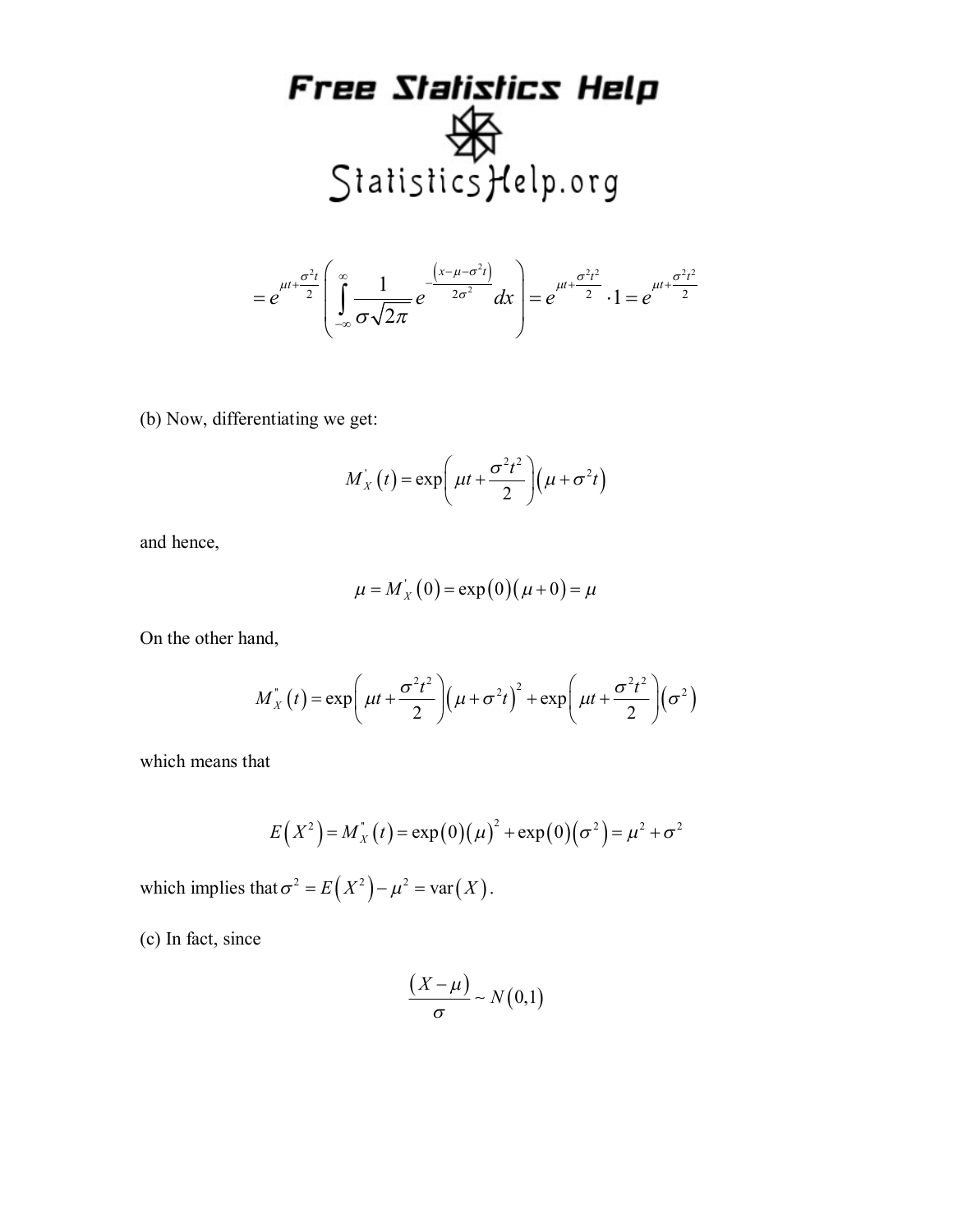$$= e^{\mu t + \frac{\sigma^2 t}{2}} \left( \int_{-\infty}^{\infty} \frac{1}{\sigma\sqrt{2\pi}} e^{-\frac{(x-\mu-\sigma^2 t)}{2\sigma^2}} dx \right) = e^{\mu t + \frac{\sigma^2 t^2}{2}} \cdot 1 = e^{\mu t + \frac{\sigma^2 t^2}{2}}$$

(b) Now, differentiating we get:

$$M_X^{'}(t) = \exp\left( \mu t + \frac{\sigma^2 t^2}{2} \right)\left( \mu + \sigma^2 t \right)$$

and hence,

$$\mu = M_X^{'}(0) = \exp(0)(\mu + 0) = \mu$$

On the other hand,

$$M_X^{''}(t) = \exp\left( \mu t + \frac{\sigma^2 t^2}{2} \right)\left( \mu + \sigma^2 t \right)^2 + \exp\left( \mu t + \frac{\sigma^2 t^2}{2} \right)\left( \sigma^2 \right)$$

which means that

$$E\left(X^2\right) = M_X^{''}(t) = \exp(0)(\mu)^2 + \exp(0)\left(\sigma^2\right) = \mu^2 + \sigma^2$$

which implies that $\sigma^2 = E\left(X^2\right) - \mu^2 = \text{var}(X)$.

(c) In fact, since

$$\frac{(X-\mu)}{\sigma} \sim N(0,1)$$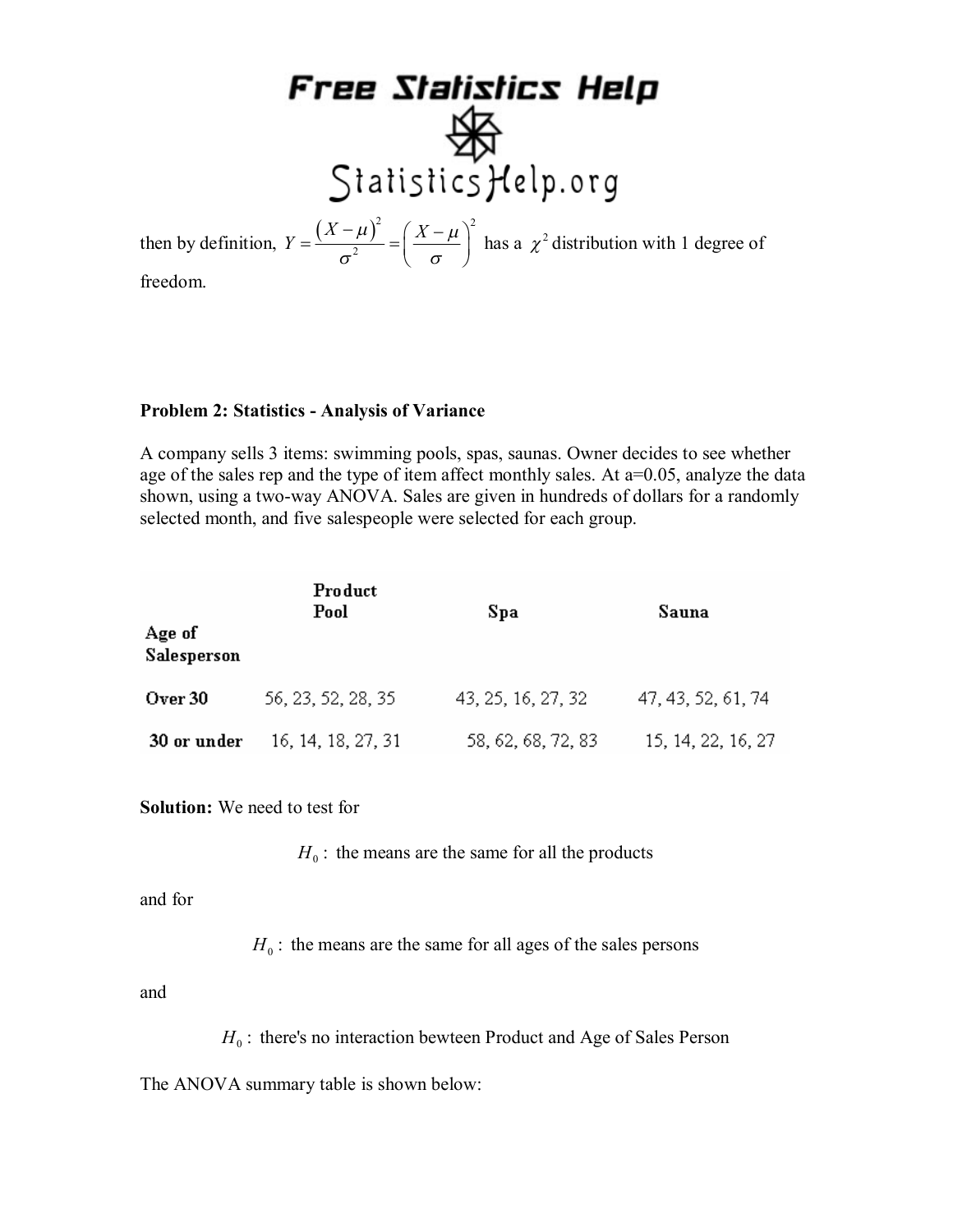then by definition, $Y = \frac{(X-\mu)^2}{\sigma^2} = \left(\frac{X-\mu}{\sigma}\right)^2$ has a $\chi^2$ distribution with 1 degree of freedom.

**Problem 2: Statistics - Analysis of Variance**

A company sells 3 items: swimming pools, spas, saunas. Owner decides to see whether age of the sales rep and the type of item affect monthly sales. At a=0.05, analyze the data shown, using a two-way ANOVA. Sales are given in hundreds of dollars for a randomly selected month, and five salespeople were selected for each group.

| Age of Salesperson | Product Pool | Spa | Sauna |
|---|---|---|---|
| **Over 30** | 56, 23, 52, 28, 35 | 43, 25, 16, 27, 32 | 47, 43, 52, 61, 74 |
| **30 or under** | 16, 14, 18, 27, 31 | 58, 62, 68, 72, 83 | 15, 14, 22, 16, 27 |

**Solution:** We need to test for

$$H_0: \text{ the means are the same for all the products}$$

and for

$$H_0: \text{ the means are the same for all ages of the sales persons}$$

and

$$H_0: \text{ there's no interaction bewteen Product and Age of Sales Person}$$

The ANOVA summary table is shown below: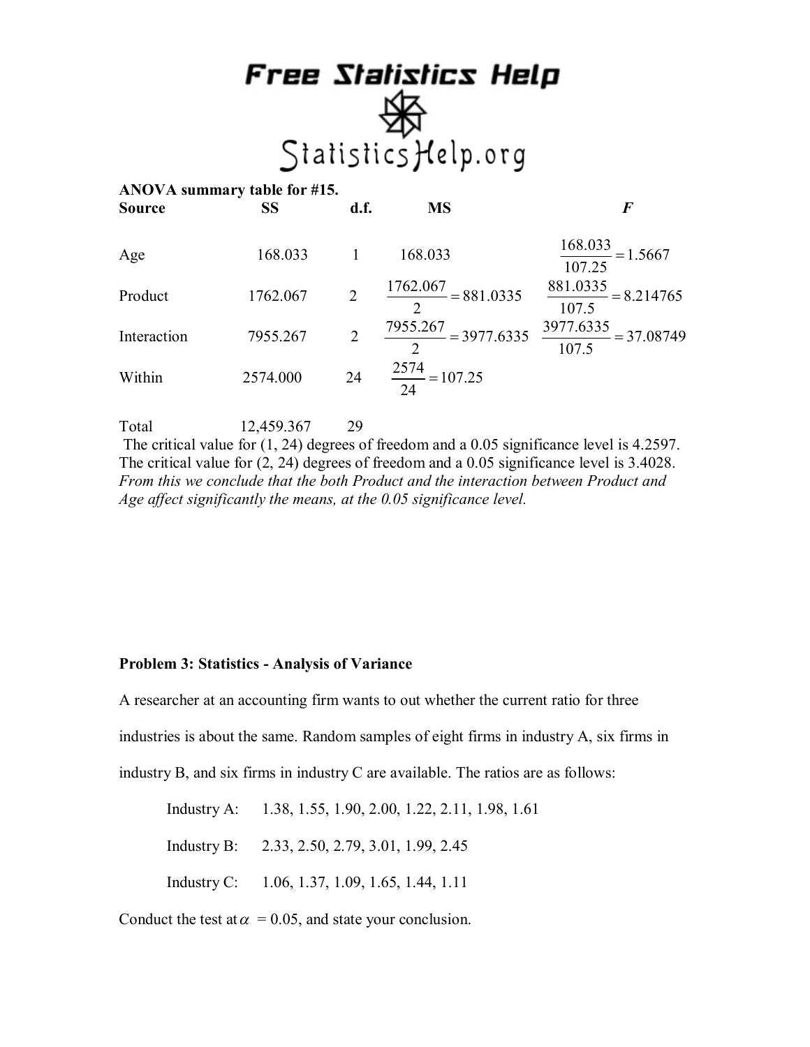**ANOVA summary table for #15.**

| Source | SS | d.f. | MS | *F* |
|---|---|---|---|---|
| Age | 168.033 | 1 | 168.033 | $\frac{168.033}{107.25} = 1.5667$ |
| Product | 1762.067 | 2 | $\frac{1762.067}{2} = 881.0335$ | $\frac{881.0335}{107.5} = 8.214765$ |
| Interaction | 7955.267 | 2 | $\frac{7955.267}{2} = 3977.6335$ | $\frac{3977.6335}{107.5} = 37.08749$ |
| Within | 2574.000 | 24 | $\frac{2574}{24} = 107.25$ | |
| Total | 12,459.367 | 29 | | |

The critical value for (1, 24) degrees of freedom and a 0.05 significance level is 4.2597.
The critical value for (2, 24) degrees of freedom and a 0.05 significance level is 3.4028.
*From this we conclude that the both Product and the interaction between Product and Age affect significantly the means, at the 0.05 significance level.*

**Problem 3: Statistics - Analysis of Variance**

A researcher at an accounting firm wants to out whether the current ratio for three industries is about the same. Random samples of eight firms in industry A, six firms in industry B, and six firms in industry C are available. The ratios are as follows:

Industry A: 1.38, 1.55, 1.90, 2.00, 1.22, 2.11, 1.98, 1.61

Industry B: 2.33, 2.50, 2.79, 3.01, 1.99, 2.45

Industry C: 1.06, 1.37, 1.09, 1.65, 1.44, 1.11

Conduct the test at $\alpha = 0.05$, and state your conclusion.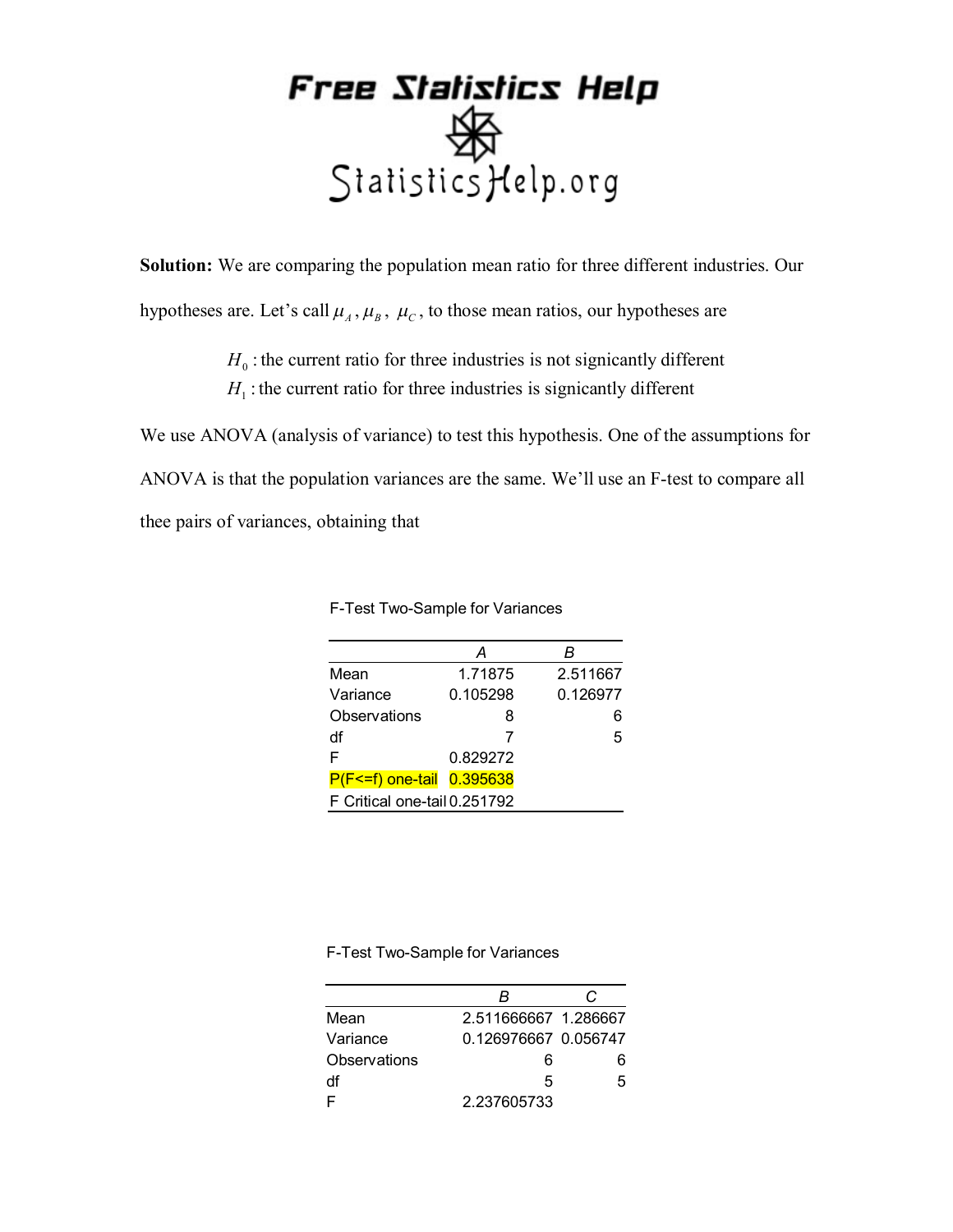**Solution:** We are comparing the population mean ratio for three different industries. Our hypotheses are. Let's call $\mu_A$, $\mu_B$, $\mu_C$, to those mean ratios, our hypotheses are

$H_0$ : the current ratio for three industries is not signicantly different

$H_1$ : the current ratio for three industries is signicantly different

We use ANOVA (analysis of variance) to test this hypothesis. One of the assumptions for ANOVA is that the population variances are the same. We'll use an F-test to compare all thee pairs of variances, obtaining that

F-Test Two-Sample for Variances

| | A | B |
|---|---|---|
| Mean | 1.71875 | 2.511667 |
| Variance | 0.105298 | 0.126977 |
| Observations | 8 | 6 |
| df | 7 | 5 |
| F | 0.829272 | |
| P(F<=f) one-tail | 0.395638 | |
| F Critical one-tail | 0.251792 | |

F-Test Two-Sample for Variances

| | B | C |
|---|---|---|
| Mean | 2.511666667 | 1.286667 |
| Variance | 0.126976667 | 0.056747 |
| Observations | 6 | 6 |
| df | 5 | 5 |
| F | 2.237605733 | |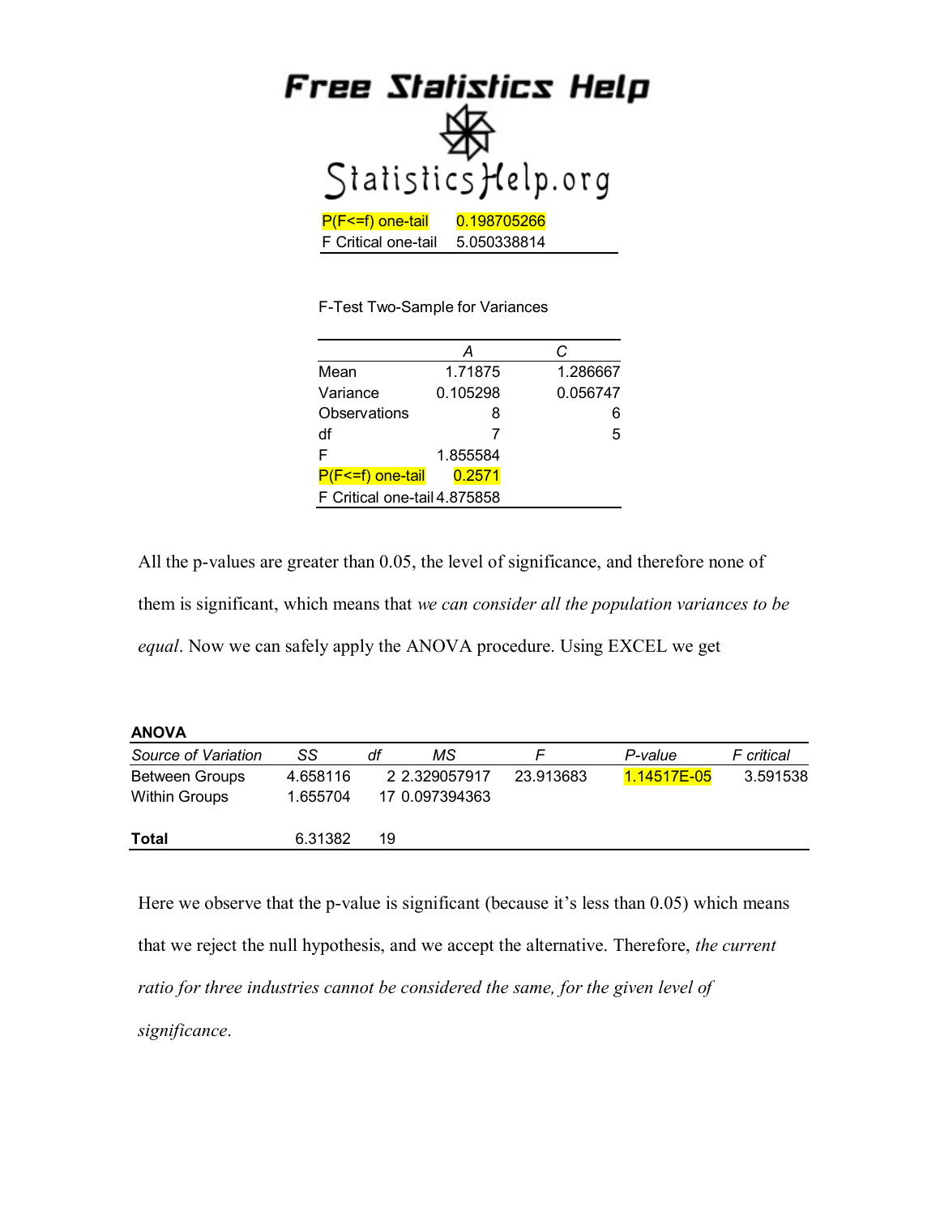| P(F<=f) one-tail | 0.198705266 |
| --- | --- |
| F Critical one-tail | 5.050338814 |

F-Test Two-Sample for Variances

| | *A* | *C* |
| --- | --- | --- |
| Mean | 1.71875 | 1.286667 |
| Variance | 0.105298 | 0.056747 |
| Observations | 8 | 6 |
| df | 7 | 5 |
| F | 1.855584 | |
| P(F<=f) one-tail | 0.2571 | |
| F Critical one-tail | 4.875858 | |

All the p-values are greater than 0.05, the level of significance, and therefore none of them is significant, which means that *we can consider all the population variances to be equal*. Now we can safely apply the ANOVA procedure. Using EXCEL we get

**ANOVA**

| *Source of Variation* | *SS* | *df* | *MS* | *F* | *P-value* | *F critical* |
| --- | --- | --- | --- | --- | --- | --- |
| Between Groups | 4.658116 | 2 | 2.329057917 | 23.913683 | 1.14517E-05 | 3.591538 |
| Within Groups | 1.655704 | 17 | 0.097394363 | | | |
| | | | | | | |
| **Total** | 6.31382 | 19 | | | | |

Here we observe that the p-value is significant (because it's less than 0.05) which means that we reject the null hypothesis, and we accept the alternative. Therefore, *the current ratio for three industries cannot be considered the same, for the given level of significance*.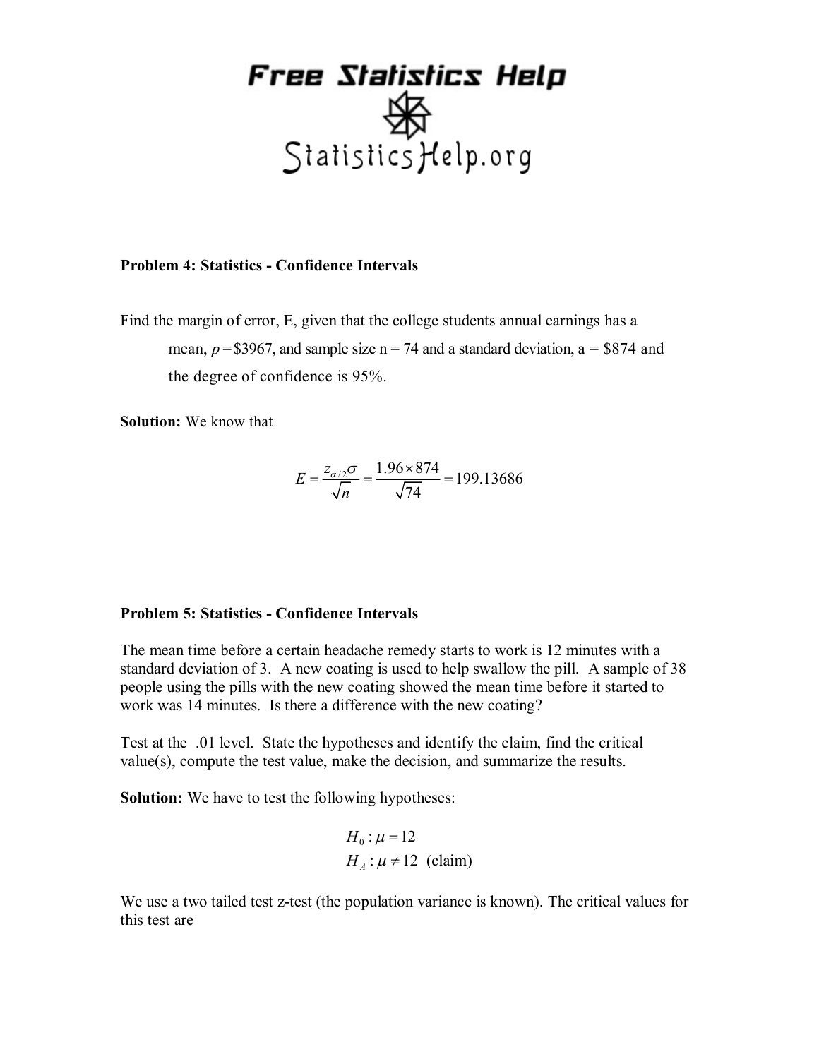**Problem 4: Statistics - Confidence Intervals**

Find the margin of error, E, given that the college students annual earnings has a mean, $p = \$3967$, and sample size n = 74 and a standard deviation, a = \$874 and the degree of confidence is 95%.

**Solution:** We know that

$$E = \frac{z_{\alpha/2}\sigma}{\sqrt{n}} = \frac{1.96 \times 874}{\sqrt{74}} = 199.13686$$

**Problem 5: Statistics - Confidence Intervals**

The mean time before a certain headache remedy starts to work is 12 minutes with a standard deviation of 3. A new coating is used to help swallow the pill. A sample of 38 people using the pills with the new coating showed the mean time before it started to work was 14 minutes. Is there a difference with the new coating?

Test at the .01 level. State the hypotheses and identify the claim, find the critical value(s), compute the test value, make the decision, and summarize the results.

**Solution:** We have to test the following hypotheses:

$$H_0 : \mu = 12$$
$$H_A : \mu \neq 12 \text{ (claim)}$$

We use a two tailed test z-test (the population variance is known). The critical values for this test are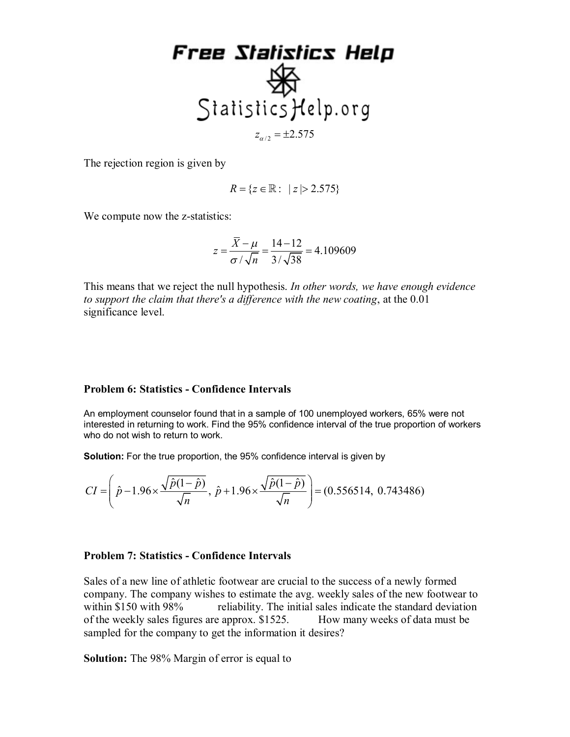$$z_{\alpha/2} = \pm 2.575$$

The rejection region is given by

$$R = \{z \in \mathbb{R} : \ |z| > 2.575\}$$

We compute now the z-statistics:

$$z = \frac{\overline{X} - \mu}{\sigma / \sqrt{n}} = \frac{14 - 12}{3 / \sqrt{38}} = 4.109609$$

This means that we reject the null hypothesis. *In other words, we have enough evidence to support the claim that there's a difference with the new coating*, at the 0.01 significance level.

### Problem 6: Statistics - Confidence Intervals

An employment counselor found that in a sample of 100 unemployed workers, 65% were not interested in returning to work. Find the 95% confidence interval of the true proportion of workers who do not wish to return to work.

**Solution:** For the true proportion, the 95% confidence interval is given by

$$CI = \left( \hat{p} - 1.96 \times \frac{\sqrt{\hat{p}(1-\hat{p})}}{\sqrt{n}}, \ \hat{p} + 1.96 \times \frac{\sqrt{\hat{p}(1-\hat{p})}}{\sqrt{n}} \right) = (0.556514, \ 0.743486)$$

### Problem 7: Statistics - Confidence Intervals

Sales of a new line of athletic footwear are crucial to the success of a newly formed company. The company wishes to estimate the avg. weekly sales of the new footwear to within $150 with 98% reliability. The initial sales indicate the standard deviation of the weekly sales figures are approx. $1525. How many weeks of data must be sampled for the company to get the information it desires?

**Solution:** The 98% Margin of error is equal to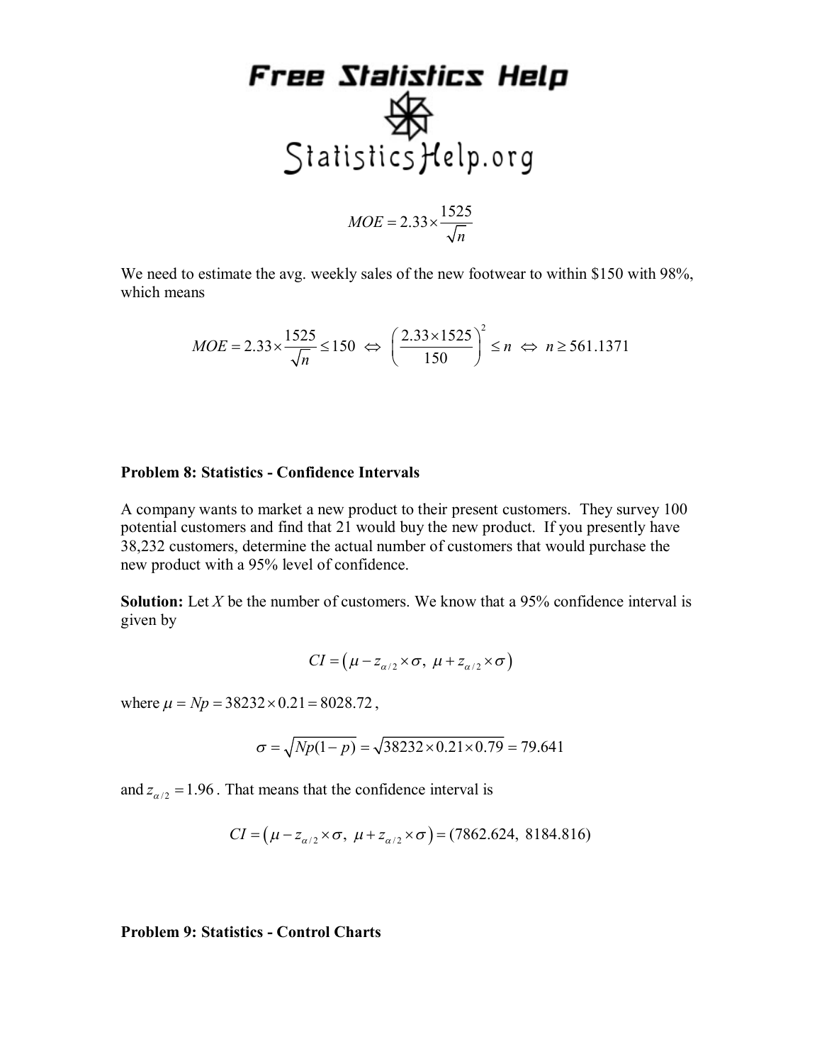$$MOE = 2.33 \times \frac{1525}{\sqrt{n}}$$

We need to estimate the avg. weekly sales of the new footwear to within $150 with 98%, which means

$$MOE = 2.33 \times \frac{1525}{\sqrt{n}} \le 150 \iff \left( \frac{2.33 \times 1525}{150} \right)^2 \le n \iff n \ge 561.1371$$

**Problem 8: Statistics - Confidence Intervals**

A company wants to market a new product to their present customers. They survey 100 potential customers and find that 21 would buy the new product. If you presently have 38,232 customers, determine the actual number of customers that would purchase the new product with a 95% level of confidence.

**Solution:** Let $X$ be the number of customers. We know that a 95% confidence interval is given by

$$CI = \left( \mu - z_{\alpha/2} \times \sigma,\ \mu + z_{\alpha/2} \times \sigma \right)$$

where $\mu = Np = 38232 \times 0.21 = 8028.72$,

$$\sigma = \sqrt{Np(1-p)} = \sqrt{38232 \times 0.21 \times 0.79} = 79.641$$

and $z_{\alpha/2} = 1.96$. That means that the confidence interval is

$$CI = \left( \mu - z_{\alpha/2} \times \sigma,\ \mu + z_{\alpha/2} \times \sigma \right) = (7862.624,\ 8184.816)$$

**Problem 9: Statistics - Control Charts**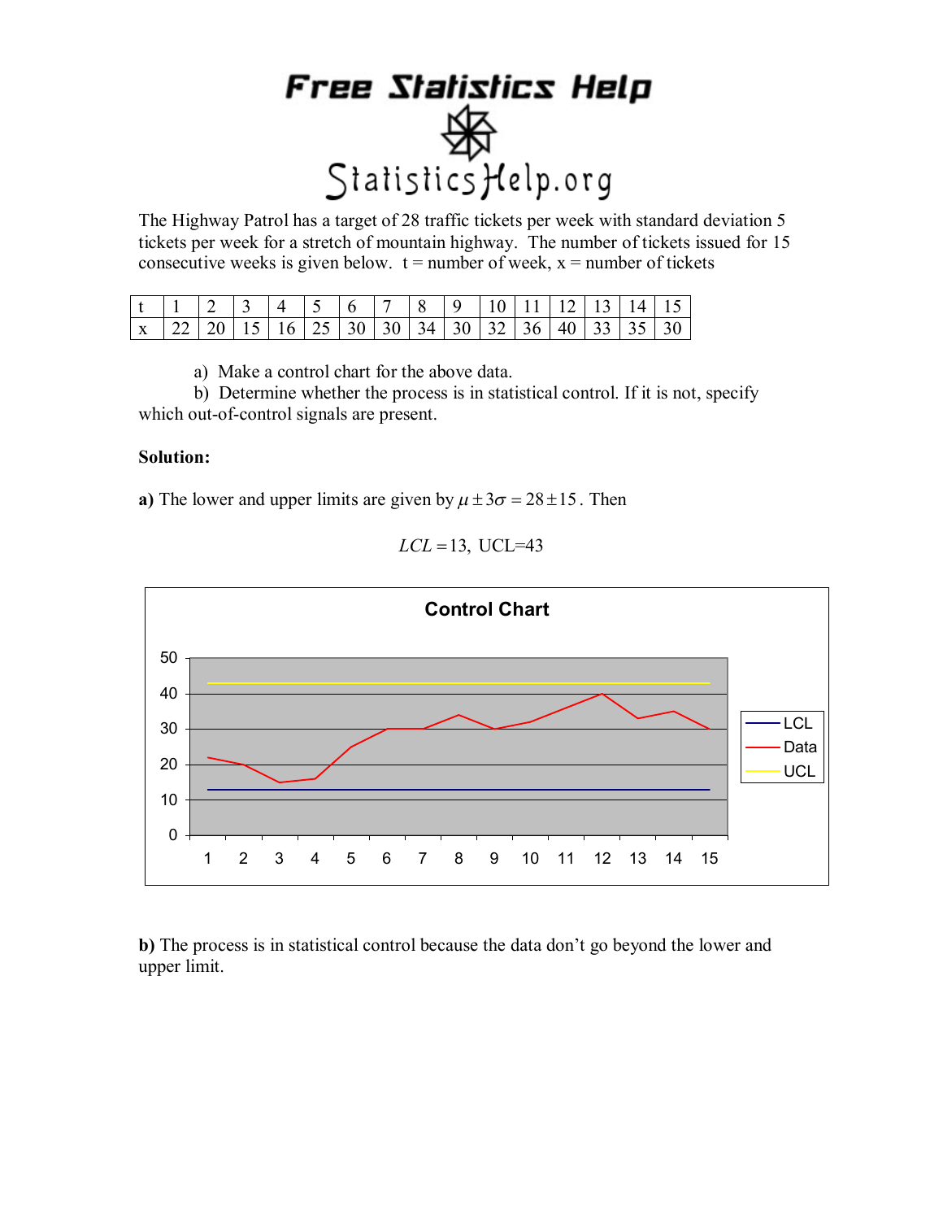The Highway Patrol has a target of 28 traffic tickets per week with standard deviation 5 tickets per week for a stretch of mountain highway. The number of tickets issued for 15 consecutive weeks is given below. t = number of week, x = number of tickets

| t | 1 | 2 | 3 | 4 | 5 | 6 | 7 | 8 | 9 | 10 | 11 | 12 | 13 | 14 | 15 |
|---|---|---|---|---|---|---|---|---|---|---|---|---|---|---|---|
| x | 22 | 20 | 15 | 16 | 25 | 30 | 30 | 34 | 30 | 32 | 36 | 40 | 33 | 35 | 30 |

a) Make a control chart for the above data.

b) Determine whether the process is in statistical control. If it is not, specify which out-of-control signals are present.

**Solution:**

**a)** The lower and upper limits are given by $\mu \pm 3\sigma = 28 \pm 15$. Then

$$LCL = 13, \text{ UCL=43}$$

**b)** The process is in statistical control because the data don't go beyond the lower and upper limit.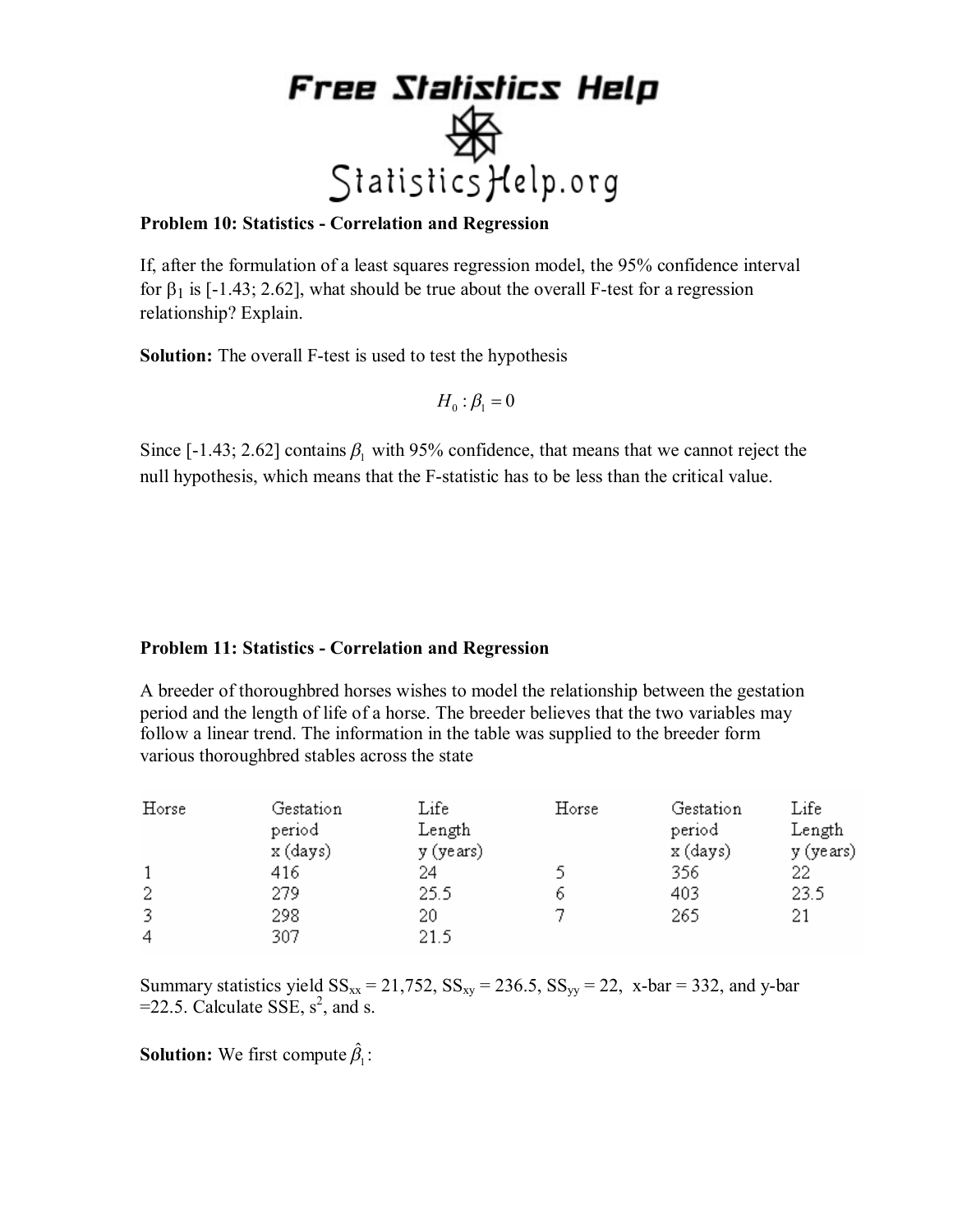**Problem 10: Statistics - Correlation and Regression**

If, after the formulation of a least squares regression model, the 95% confidence interval for $\beta_1$ is [-1.43; 2.62], what should be true about the overall F-test for a regression relationship? Explain.

**Solution:** The overall F-test is used to test the hypothesis

$$H_0 : \beta_1 = 0$$

Since [-1.43; 2.62] contains $\beta_1$ with 95% confidence, that means that we cannot reject the null hypothesis, which means that the F-statistic has to be less than the critical value.

**Problem 11: Statistics - Correlation and Regression**

A breeder of thoroughbred horses wishes to model the relationship between the gestation period and the length of life of a horse. The breeder believes that the two variables may follow a linear trend. The information in the table was supplied to the breeder form various thoroughbred stables across the state

| Horse | Gestation period x (days) | Life Length y (years) | Horse | Gestation period x (days) | Life Length y (years) |
|---|---|---|---|---|---|
| 1 | 416 | 24 | 5 | 356 | 22 |
| 2 | 279 | 25.5 | 6 | 403 | 23.5 |
| 3 | 298 | 20 | 7 | 265 | 21 |
| 4 | 307 | 21.5 | | | |

Summary statistics yield $SS_{xx} = 21{,}752$, $SS_{xy} = 236.5$, $SS_{yy} = 22$, x-bar = 332, and y-bar =22.5. Calculate SSE, $s^2$, and s.

**Solution:** We first compute $\hat{\beta}_1$: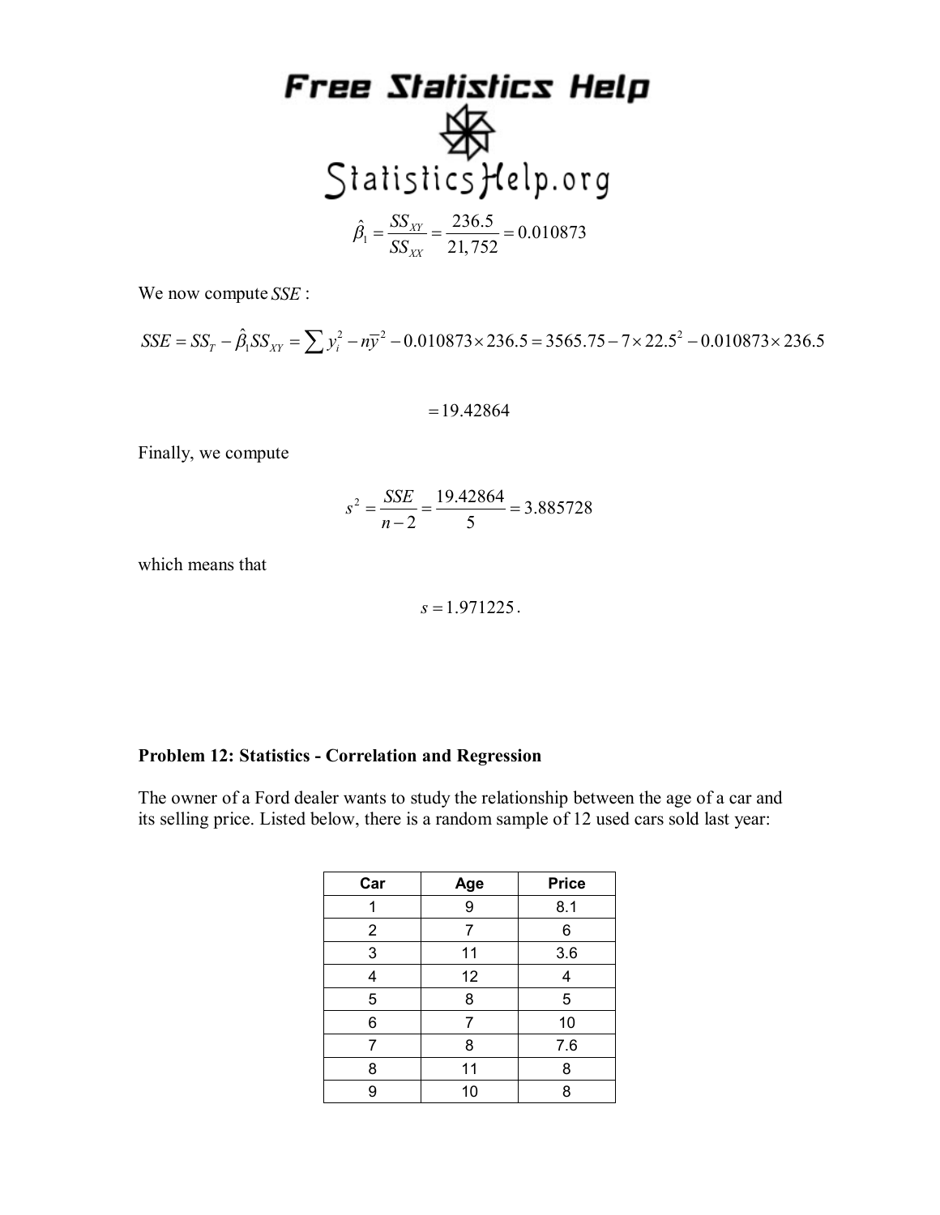$$\hat{\beta}_1 = \frac{SS_{XY}}{SS_{XX}} = \frac{236.5}{21,752} = 0.010873$$

We now compute $SSE$ :

$$SSE = SS_T - \hat{\beta}_1 SS_{XY} = \sum y_i^2 - n\bar{y}^2 - 0.010873 \times 236.5 = 3565.75 - 7 \times 22.5^2 - 0.010873 \times 236.5$$

$$= 19.42864$$

Finally, we compute

$$s^2 = \frac{SSE}{n-2} = \frac{19.42864}{5} = 3.885728$$

which means that

$$s = 1.971225.$$

**Problem 12: Statistics - Correlation and Regression**

The owner of a Ford dealer wants to study the relationship between the age of a car and its selling price. Listed below, there is a random sample of 12 used cars sold last year:

| Car | Age | Price |
|---|---|---|
| 1 | 9 | 8.1 |
| 2 | 7 | 6 |
| 3 | 11 | 3.6 |
| 4 | 12 | 4 |
| 5 | 8 | 5 |
| 6 | 7 | 10 |
| 7 | 8 | 7.6 |
| 8 | 11 | 8 |
| 9 | 10 | 8 |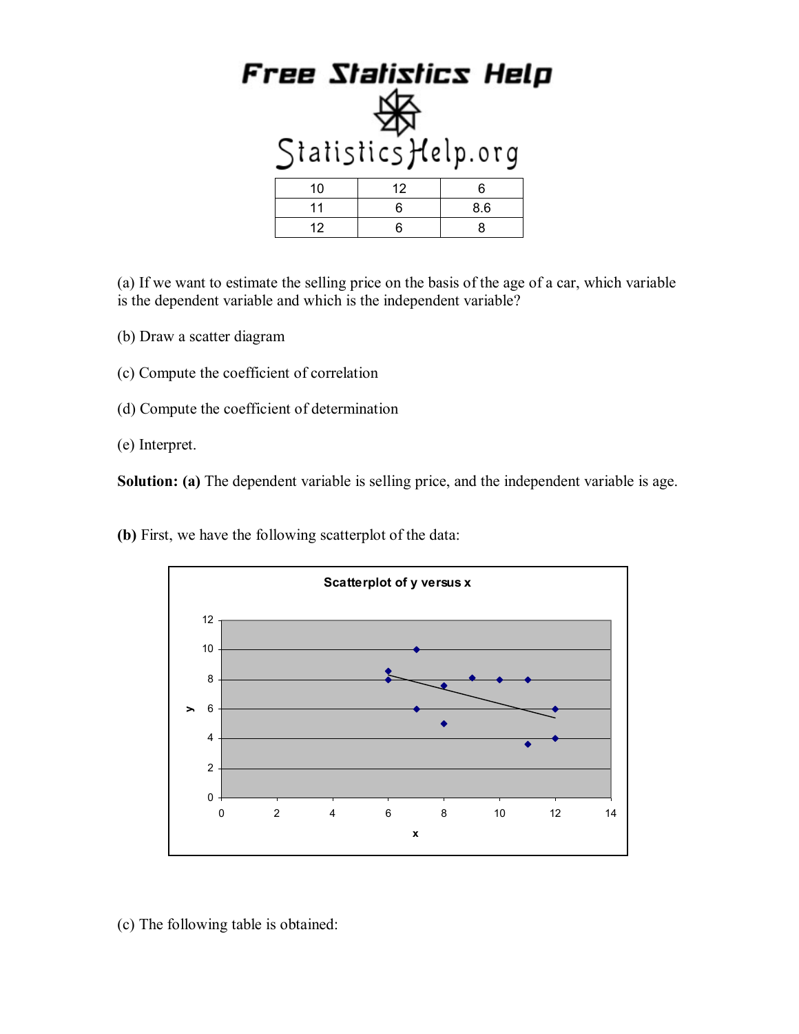| 10 | 12 | 6 |
|---|---|---|
| 11 | 6 | 8.6 |
| 12 | 6 | 8 |

(a) If we want to estimate the selling price on the basis of the age of a car, which variable is the dependent variable and which is the independent variable?

(b) Draw a scatter diagram

(c) Compute the coefficient of correlation

(d) Compute the coefficient of determination

(e) Interpret.

**Solution: (a)** The dependent variable is selling price, and the independent variable is age.

**(b)** First, we have the following scatterplot of the data:

(c) The following table is obtained: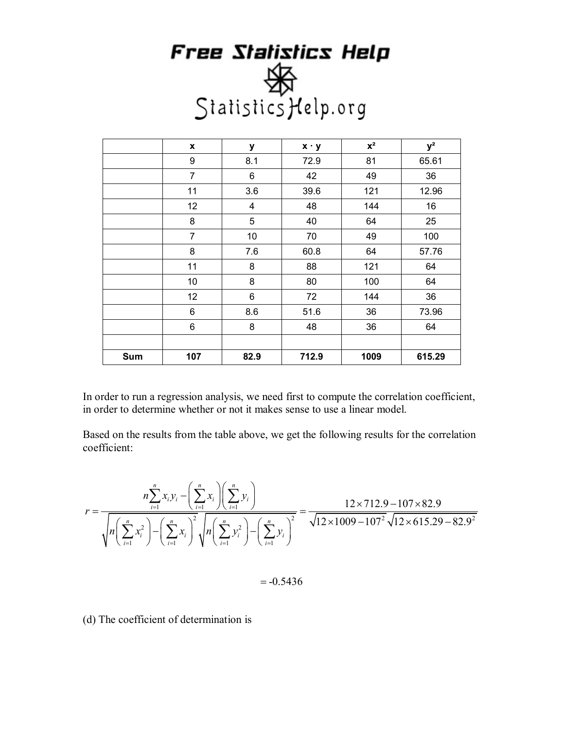# Free Statistics Help

StatisticsHelp.org

| | x | y | x · y | x² | y² |
|---|---|---|---|---|---|
| | 9 | 8.1 | 72.9 | 81 | 65.61 |
| | 7 | 6 | 42 | 49 | 36 |
| | 11 | 3.6 | 39.6 | 121 | 12.96 |
| | 12 | 4 | 48 | 144 | 16 |
| | 8 | 5 | 40 | 64 | 25 |
| | 7 | 10 | 70 | 49 | 100 |
| | 8 | 7.6 | 60.8 | 64 | 57.76 |
| | 11 | 8 | 88 | 121 | 64 |
| | 10 | 8 | 80 | 100 | 64 |
| | 12 | 6 | 72 | 144 | 36 |
| | 6 | 8.6 | 51.6 | 36 | 73.96 |
| | 6 | 8 | 48 | 36 | 64 |
| | | | | | |
| **Sum** | **107** | **82.9** | **712.9** | **1009** | **615.29** |

In order to run a regression analysis, we need first to compute the correlation coefficient, in order to determine whether or not it makes sense to use a linear model.

Based on the results from the table above, we get the following results for the correlation coefficient:

$$r = \frac{n\sum_{i=1}^{n} x_i y_i - \left(\sum_{i=1}^{n} x_i\right)\left(\sum_{i=1}^{n} y_i\right)}{\sqrt{n\left(\sum_{i=1}^{n} x_i^2\right) - \left(\sum_{i=1}^{n} x_i\right)^2}\sqrt{n\left(\sum_{i=1}^{n} y_i^2\right) - \left(\sum_{i=1}^{n} y_i\right)^2}} = \frac{12 \times 712.9 - 107 \times 82.9}{\sqrt{12 \times 1009 - 107^2}\sqrt{12 \times 615.29 - 82.9^2}}$$

$$= -0.5436$$

(d) The coefficient of determination is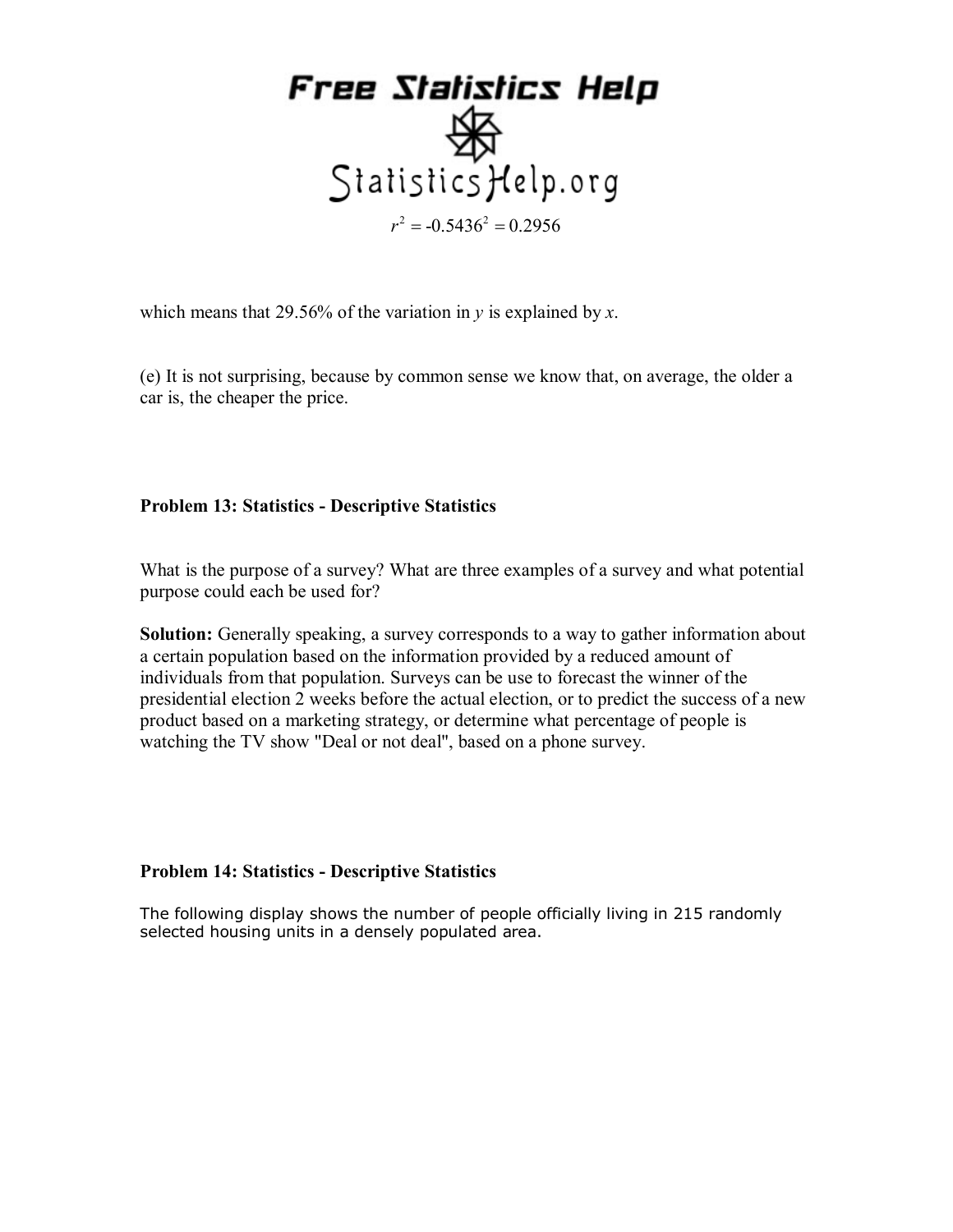$$r^2 = -0.5436^2 = 0.2956$$

which means that 29.56% of the variation in $y$ is explained by $x$.

(e) It is not surprising, because by common sense we know that, on average, the older a car is, the cheaper the price.

**Problem 13: Statistics - Descriptive Statistics**

What is the purpose of a survey? What are three examples of a survey and what potential purpose could each be used for?

**Solution:** Generally speaking, a survey corresponds to a way to gather information about a certain population based on the information provided by a reduced amount of individuals from that population. Surveys can be use to forecast the winner of the presidential election 2 weeks before the actual election, or to predict the success of a new product based on a marketing strategy, or determine what percentage of people is watching the TV show "Deal or not deal", based on a phone survey.

**Problem 14: Statistics - Descriptive Statistics**

The following display shows the number of people officially living in 215 randomly selected housing units in a densely populated area.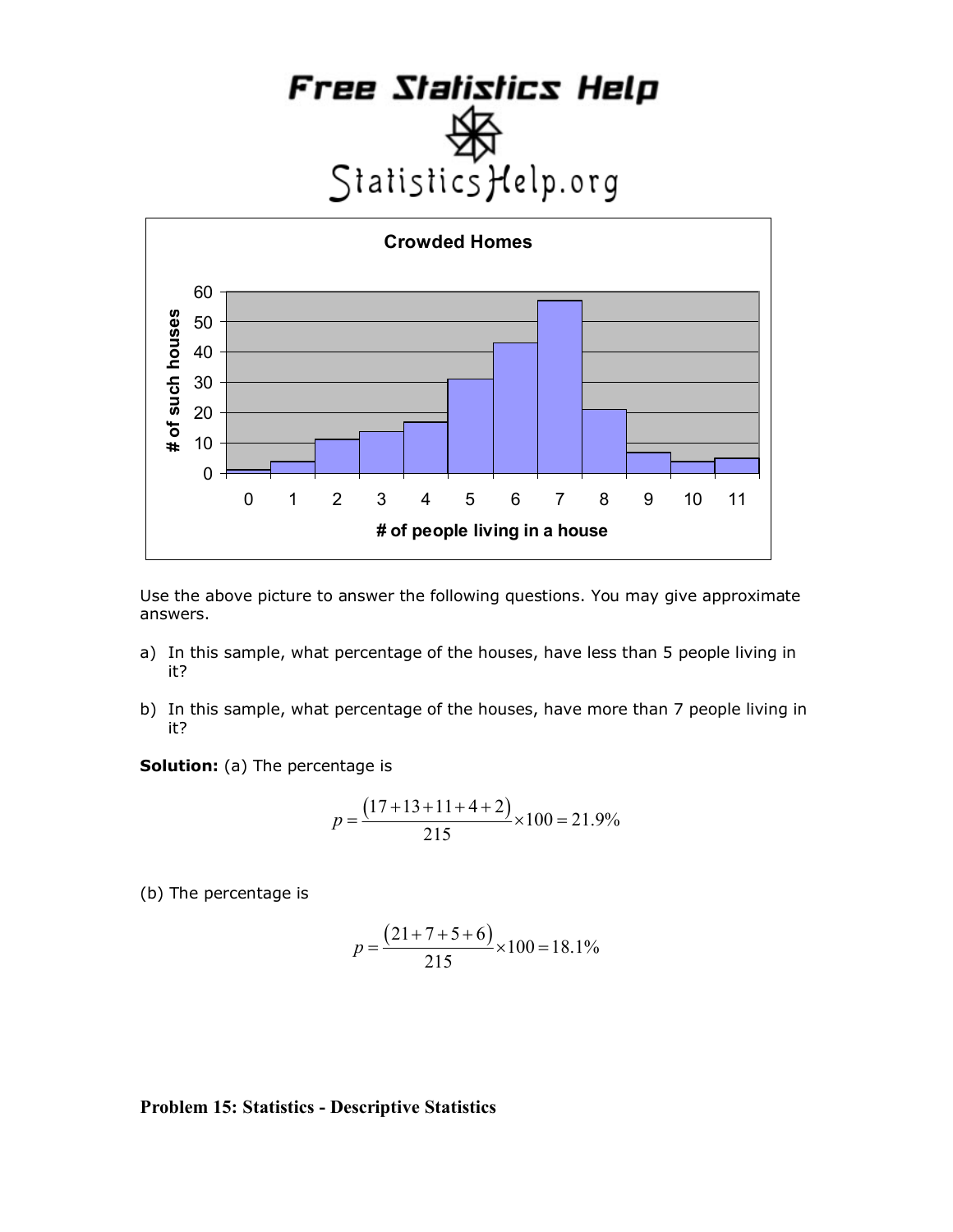**Crowded Homes**

Use the above picture to answer the following questions. You may give approximate answers.

a) In this sample, what percentage of the houses, have less than 5 people living in it?

b) In this sample, what percentage of the houses, have more than 7 people living in it?

**Solution:** (a) The percentage is

$$p = \frac{(17+13+11+4+2)}{215} \times 100 = 21.9\%$$

(b) The percentage is

$$p = \frac{(21+7+5+6)}{215} \times 100 = 18.1\%$$

**Problem 15: Statistics - Descriptive Statistics**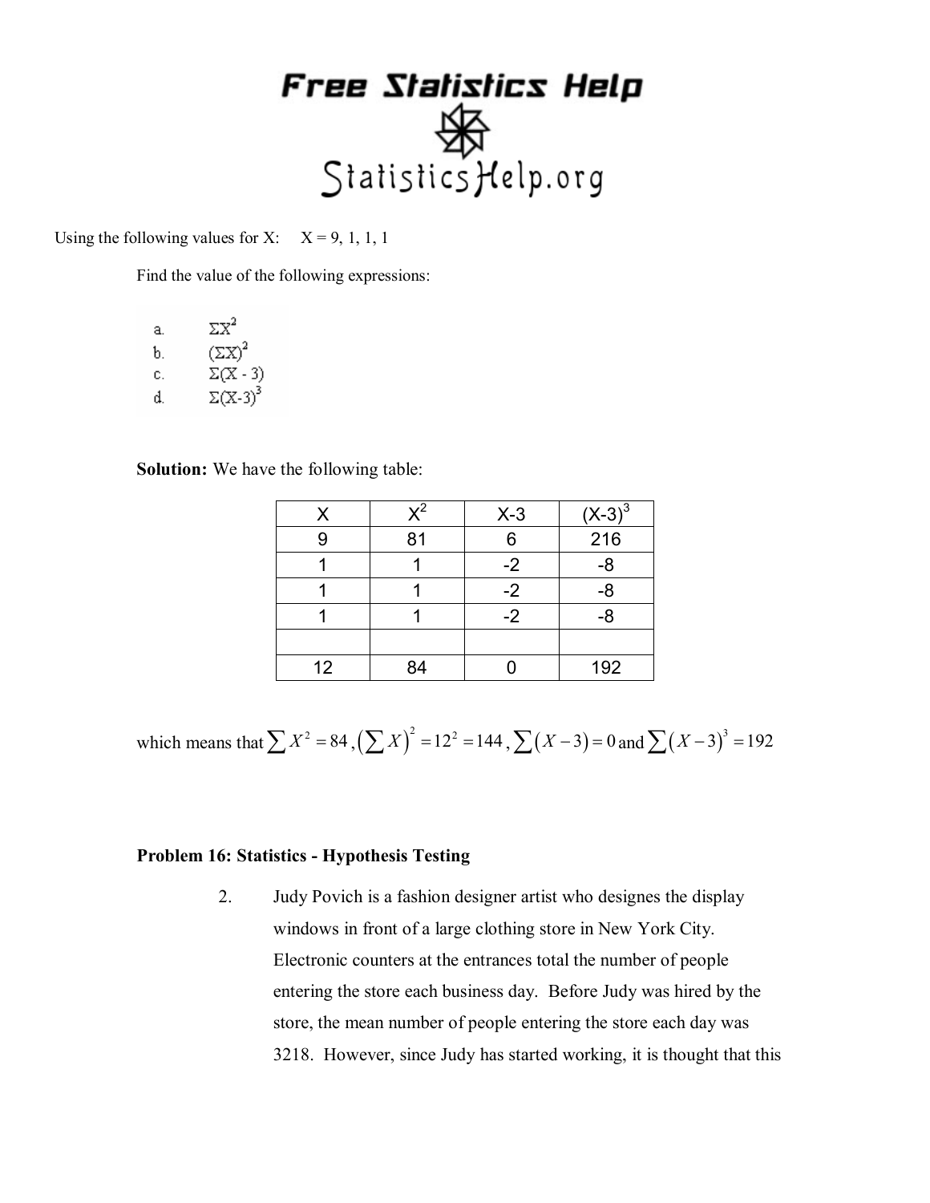Using the following values for X: X = 9, 1, 1, 1

Find the value of the following expressions:

a. $\Sigma X^2$
b. $(\Sigma X)^2$
c. $\Sigma(X - 3)$
d. $\Sigma(X-3)^3$

**Solution:** We have the following table:

| X | $X^2$ | X-3 | $(X-3)^3$ |
|---|---|---|---|
| 9 | 81 | 6 | 216 |
| 1 | 1 | -2 | -8 |
| 1 | 1 | -2 | -8 |
| 1 | 1 | -2 | -8 |
| | | | |
| 12 | 84 | 0 | 192 |

which means that $\sum X^2 = 84$, $\left(\sum X\right)^2 = 12^2 = 144$, $\sum(X-3) = 0$ and $\sum(X-3)^3 = 192$

**Problem 16: Statistics - Hypothesis Testing**

2. Judy Povich is a fashion designer artist who designes the display windows in front of a large clothing store in New York City. Electronic counters at the entrances total the number of people entering the store each business day. Before Judy was hired by the store, the mean number of people entering the store each day was 3218. However, since Judy has started working, it is thought that this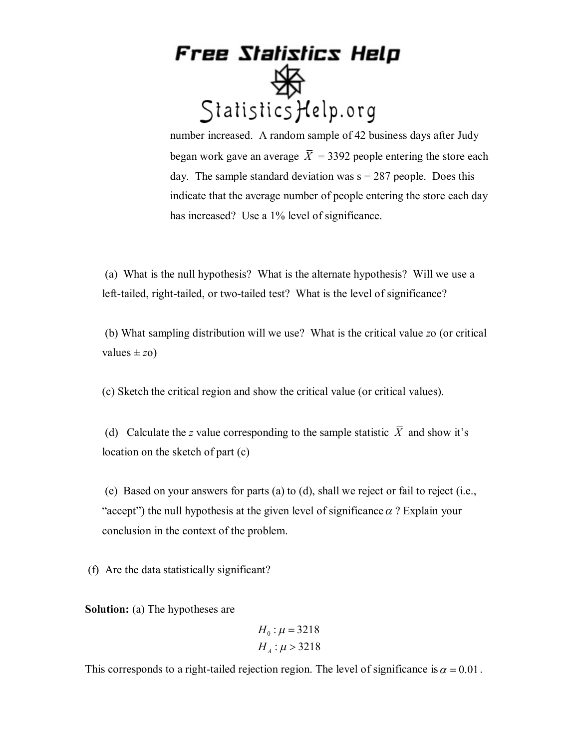number increased. A random sample of 42 business days after Judy began work gave an average $\overline{X} = 3392$ people entering the store each day. The sample standard deviation was s = 287 people. Does this indicate that the average number of people entering the store each day has increased? Use a 1% level of significance.

(a) What is the null hypothesis? What is the alternate hypothesis? Will we use a left-tailed, right-tailed, or two-tailed test? What is the level of significance?

(b) What sampling distribution will we use? What is the critical value *z*o (or critical values ± *z*o)

(c) Sketch the critical region and show the critical value (or critical values).

(d) Calculate the *z* value corresponding to the sample statistic $\overline{X}$ and show it's location on the sketch of part (c)

(e) Based on your answers for parts (a) to (d), shall we reject or fail to reject (i.e., "accept") the null hypothesis at the given level of significance $\alpha$ ? Explain your conclusion in the context of the problem.

(f) Are the data statistically significant?

**Solution:** (a) The hypotheses are

$$H_0 : \mu = 3218$$
$$H_A : \mu > 3218$$

This corresponds to a right-tailed rejection region. The level of significance is $\alpha = 0.01$.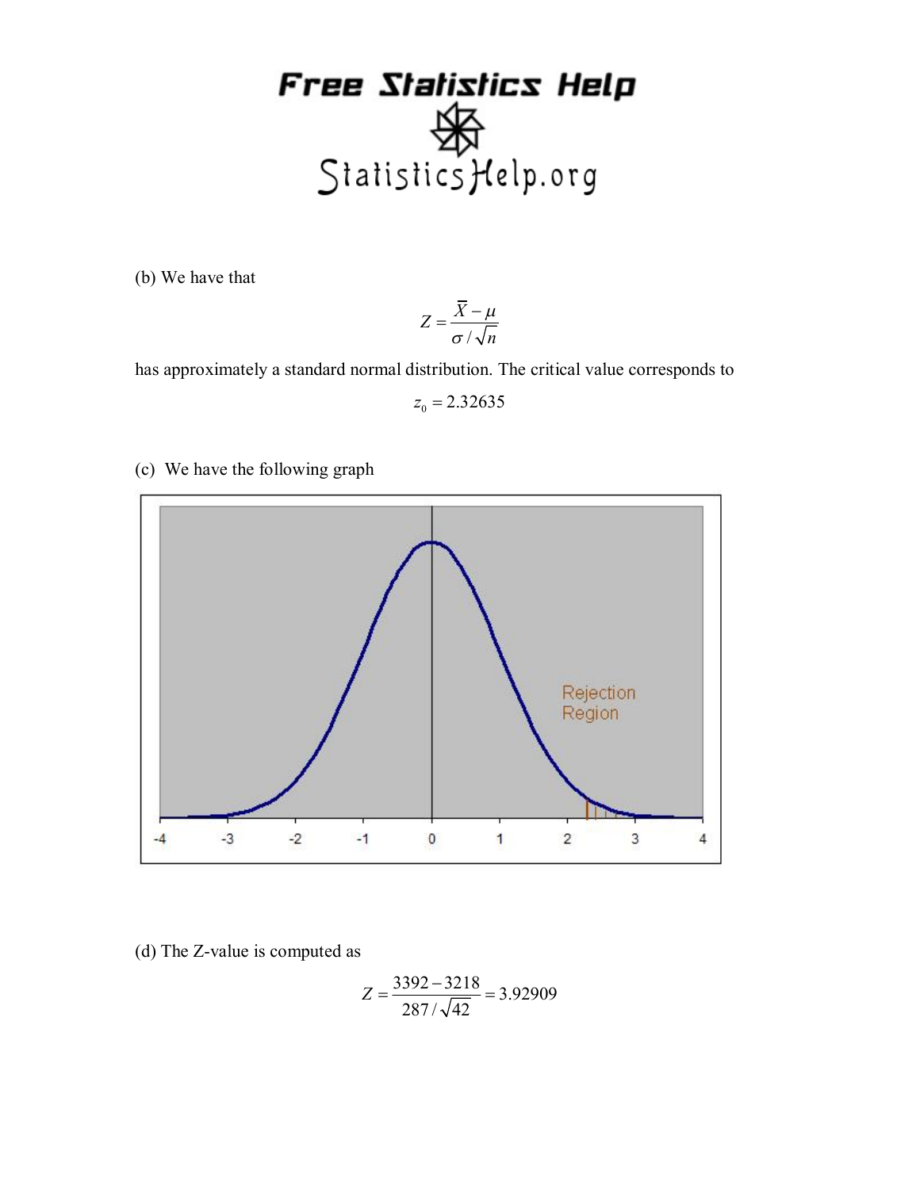(b) We have that

$$Z = \frac{\overline{X} - \mu}{\sigma / \sqrt{n}}$$

has approximately a standard normal distribution. The critical value corresponds to

$$z_0 = 2.32635$$

(c) We have the following graph

(d) The Z-value is computed as

$$Z = \frac{3392 - 3218}{287 / \sqrt{42}} = 3.92909$$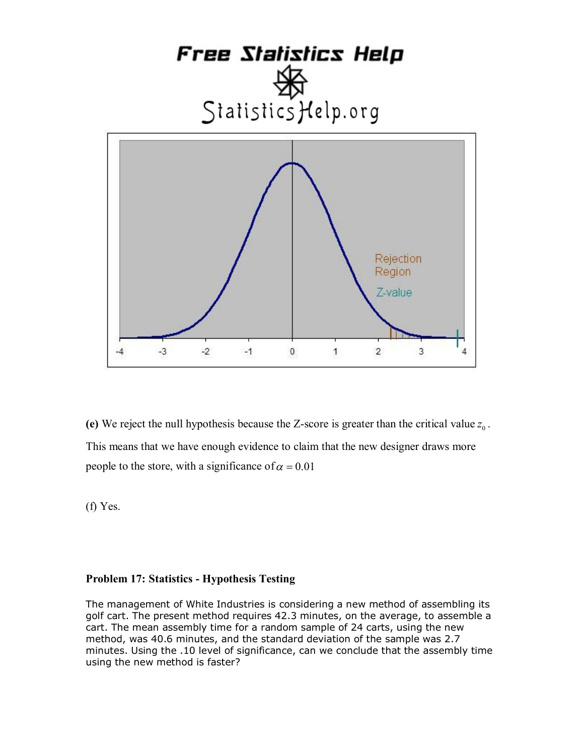**(e)** We reject the null hypothesis because the Z-score is greater than the critical value $z_0$. This means that we have enough evidence to claim that the new designer draws more people to the store, with a significance of $\alpha = 0.01$

(f) Yes.

**Problem 17: Statistics - Hypothesis Testing**

The management of White Industries is considering a new method of assembling its golf cart. The present method requires 42.3 minutes, on the average, to assemble a cart. The mean assembly time for a random sample of 24 carts, using the new method, was 40.6 minutes, and the standard deviation of the sample was 2.7 minutes. Using the .10 level of significance, can we conclude that the assembly time using the new method is faster?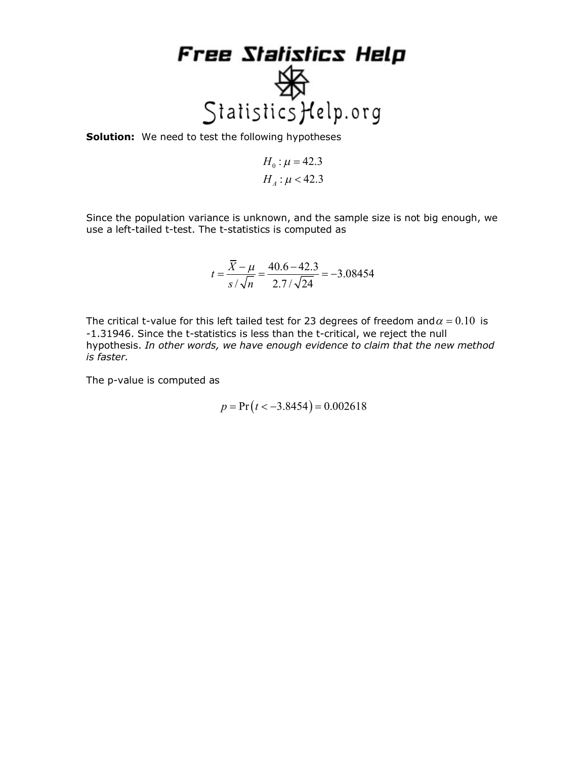**Solution:** We need to test the following hypotheses

$$H_0 : \mu = 42.3$$
$$H_A : \mu < 42.3$$

Since the population variance is unknown, and the sample size is not big enough, we use a left-tailed t-test. The t-statistics is computed as

$$t = \frac{\overline{X} - \mu}{s/\sqrt{n}} = \frac{40.6 - 42.3}{2.7/\sqrt{24}} = -3.08454$$

The critical t-value for this left tailed test for 23 degrees of freedom and $\alpha = 0.10$ is -1.31946. Since the t-statistics is less than the t-critical, we reject the null hypothesis. *In other words, we have enough evidence to claim that the new method is faster.*

The p-value is computed as

$$p = \Pr\left(t < -3.8454\right) = 0.002618$$